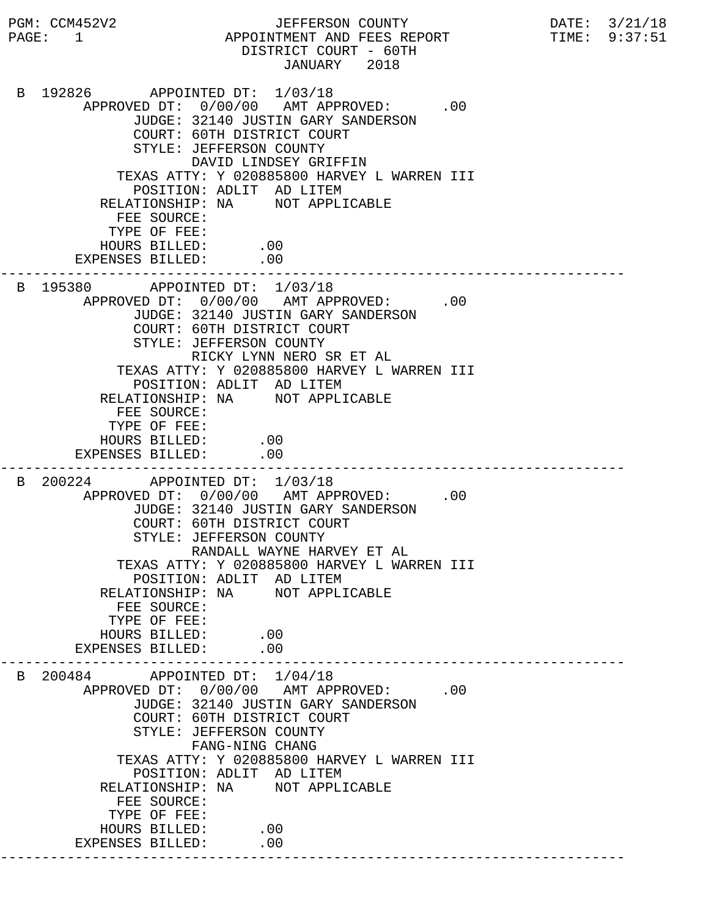PGM: CCM452V2 JEFFERSON COUNTY DATE: 3/21/18
PAGE: 1 APPOINTMENT AND FEES REPORT TIME: 9:37:51

DISTRICT COURT - 60TH
JANUARY 2018

```
 B 192826       APPOINTED DT:  1/03/18
       APPROVED DT:  0/00/00   AMT APPROVED:      .00
             JUDGE: 32140 JUSTIN GARY SANDERSON
             COURT: 60TH DISTRICT COURT
             STYLE: JEFFERSON COUNTY
                    DAVID LINDSEY GRIFFIN
           TEXAS ATTY: Y 020885800 HARVEY L WARREN III
             POSITION: ADLIT  AD LITEM
          RELATIONSHIP: NA     NOT APPLICABLE
            FEE SOURCE:
           TYPE OF FEE:
          HOURS BILLED:      .00
        EXPENSES BILLED:     .00
---------------------------------------------------------------------------
 B 195380       APPOINTED DT:  1/03/18
       APPROVED DT:  0/00/00   AMT APPROVED:      .00
             JUDGE: 32140 JUSTIN GARY SANDERSON
             COURT: 60TH DISTRICT COURT
             STYLE: JEFFERSON COUNTY
                    RICKY LYNN NERO SR ET AL
           TEXAS ATTY: Y 020885800 HARVEY L WARREN III
             POSITION: ADLIT  AD LITEM
          RELATIONSHIP: NA     NOT APPLICABLE
            FEE SOURCE:
           TYPE OF FEE:
          HOURS BILLED:      .00
        EXPENSES BILLED:     .00
---------------------------------------------------------------------------
 B 200224       APPOINTED DT:  1/03/18
       APPROVED DT:  0/00/00   AMT APPROVED:      .00
             JUDGE: 32140 JUSTIN GARY SANDERSON
             COURT: 60TH DISTRICT COURT
             STYLE: JEFFERSON COUNTY
                    RANDALL WAYNE HARVEY ET AL
           TEXAS ATTY: Y 020885800 HARVEY L WARREN III
             POSITION: ADLIT  AD LITEM
          RELATIONSHIP: NA     NOT APPLICABLE
            FEE SOURCE:
           TYPE OF FEE:
          HOURS BILLED:      .00
        EXPENSES BILLED:     .00
---------------------------------------------------------------------------
 B 200484       APPOINTED DT:  1/04/18
       APPROVED DT:  0/00/00   AMT APPROVED:      .00
             JUDGE: 32140 JUSTIN GARY SANDERSON
             COURT: 60TH DISTRICT COURT
             STYLE: JEFFERSON COUNTY
                    FANG-NING CHANG
           TEXAS ATTY: Y 020885800 HARVEY L WARREN III
             POSITION: ADLIT  AD LITEM
          RELATIONSHIP: NA     NOT APPLICABLE
            FEE SOURCE:
           TYPE OF FEE:
          HOURS BILLED:      .00
        EXPENSES BILLED:     .00
---------------------------------------------------------------------------
```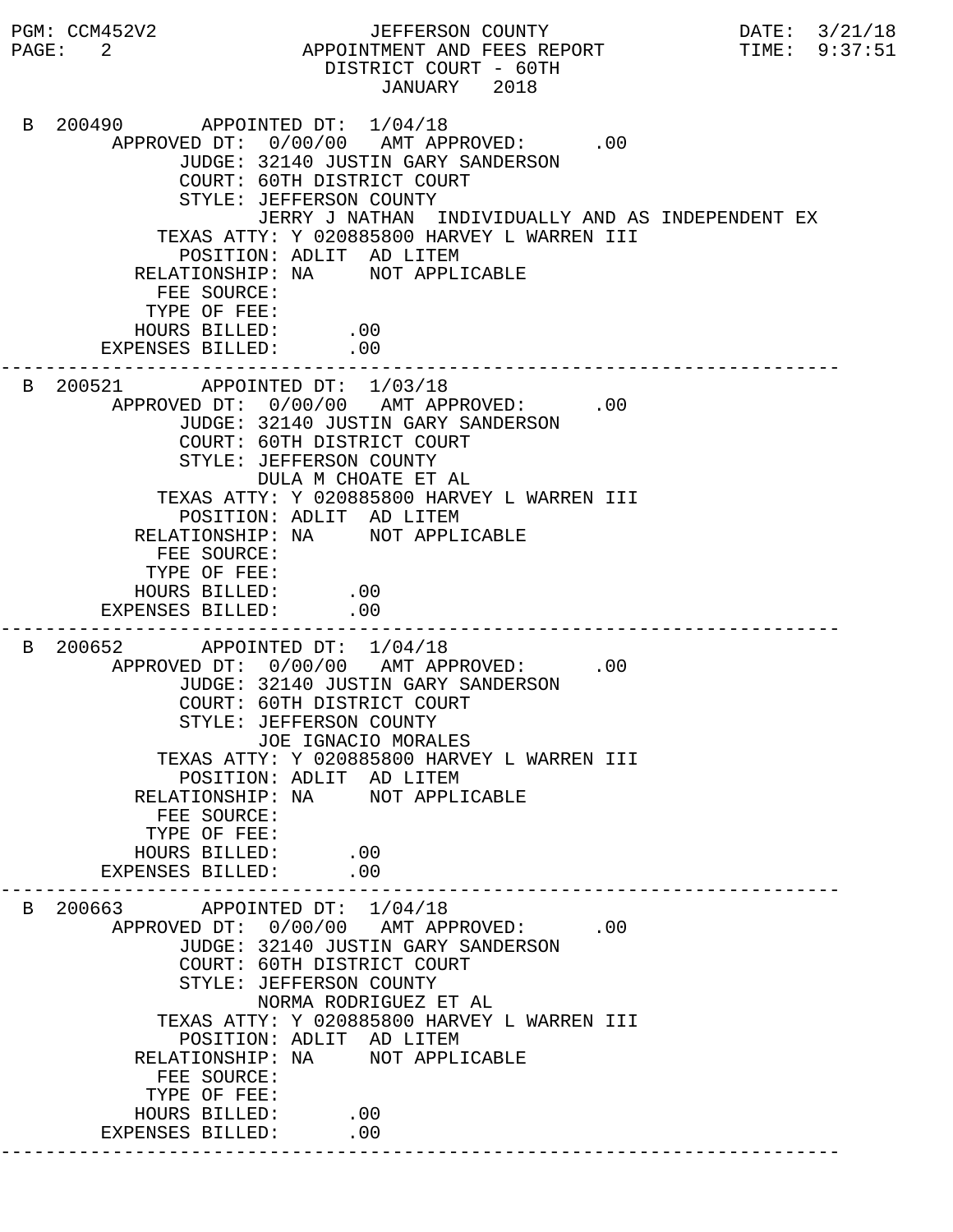PGM: CCM452V2 JEFFERSON COUNTY DATE: 3/21/18
PAGE: 2 APPOINTMENT AND FEES REPORT TIME: 9:37:51
DISTRICT COURT - 60TH
JANUARY 2018

```
 B 200490       APPOINTED DT:  1/04/18
       APPROVED DT:  0/00/00   AMT APPROVED:      .00
             JUDGE: 32140 JUSTIN GARY SANDERSON
             COURT: 60TH DISTRICT COURT
             STYLE: JEFFERSON COUNTY
                    JERRY J NATHAN  INDIVIDUALLY AND AS INDEPENDENT EX
         TEXAS ATTY: Y 020885800 HARVEY L WARREN III
           POSITION: ADLIT  AD LITEM
       RELATIONSHIP: NA     NOT APPLICABLE
         FEE SOURCE:
        TYPE OF FEE:
       HOURS BILLED:      .00
    EXPENSES BILLED:      .00
---------------------------------------------------------------------------
 B 200521       APPOINTED DT:  1/03/18
       APPROVED DT:  0/00/00   AMT APPROVED:      .00
             JUDGE: 32140 JUSTIN GARY SANDERSON
             COURT: 60TH DISTRICT COURT
             STYLE: JEFFERSON COUNTY
                    DULA M CHOATE ET AL
         TEXAS ATTY: Y 020885800 HARVEY L WARREN III
           POSITION: ADLIT  AD LITEM
       RELATIONSHIP: NA     NOT APPLICABLE
         FEE SOURCE:
        TYPE OF FEE:
       HOURS BILLED:      .00
    EXPENSES BILLED:      .00
---------------------------------------------------------------------------
 B 200652       APPOINTED DT:  1/04/18
       APPROVED DT:  0/00/00   AMT APPROVED:      .00
             JUDGE: 32140 JUSTIN GARY SANDERSON
             COURT: 60TH DISTRICT COURT
             STYLE: JEFFERSON COUNTY
                    JOE IGNACIO MORALES
         TEXAS ATTY: Y 020885800 HARVEY L WARREN III
           POSITION: ADLIT  AD LITEM
       RELATIONSHIP: NA     NOT APPLICABLE
         FEE SOURCE:
        TYPE OF FEE:
       HOURS BILLED:      .00
    EXPENSES BILLED:      .00
---------------------------------------------------------------------------
 B 200663       APPOINTED DT:  1/04/18
       APPROVED DT:  0/00/00   AMT APPROVED:      .00
             JUDGE: 32140 JUSTIN GARY SANDERSON
             COURT: 60TH DISTRICT COURT
             STYLE: JEFFERSON COUNTY
                    NORMA RODRIGUEZ ET AL
         TEXAS ATTY: Y 020885800 HARVEY L WARREN III
           POSITION: ADLIT  AD LITEM
       RELATIONSHIP: NA     NOT APPLICABLE
         FEE SOURCE:
        TYPE OF FEE:
       HOURS BILLED:      .00
    EXPENSES BILLED:      .00
---------------------------------------------------------------------------
```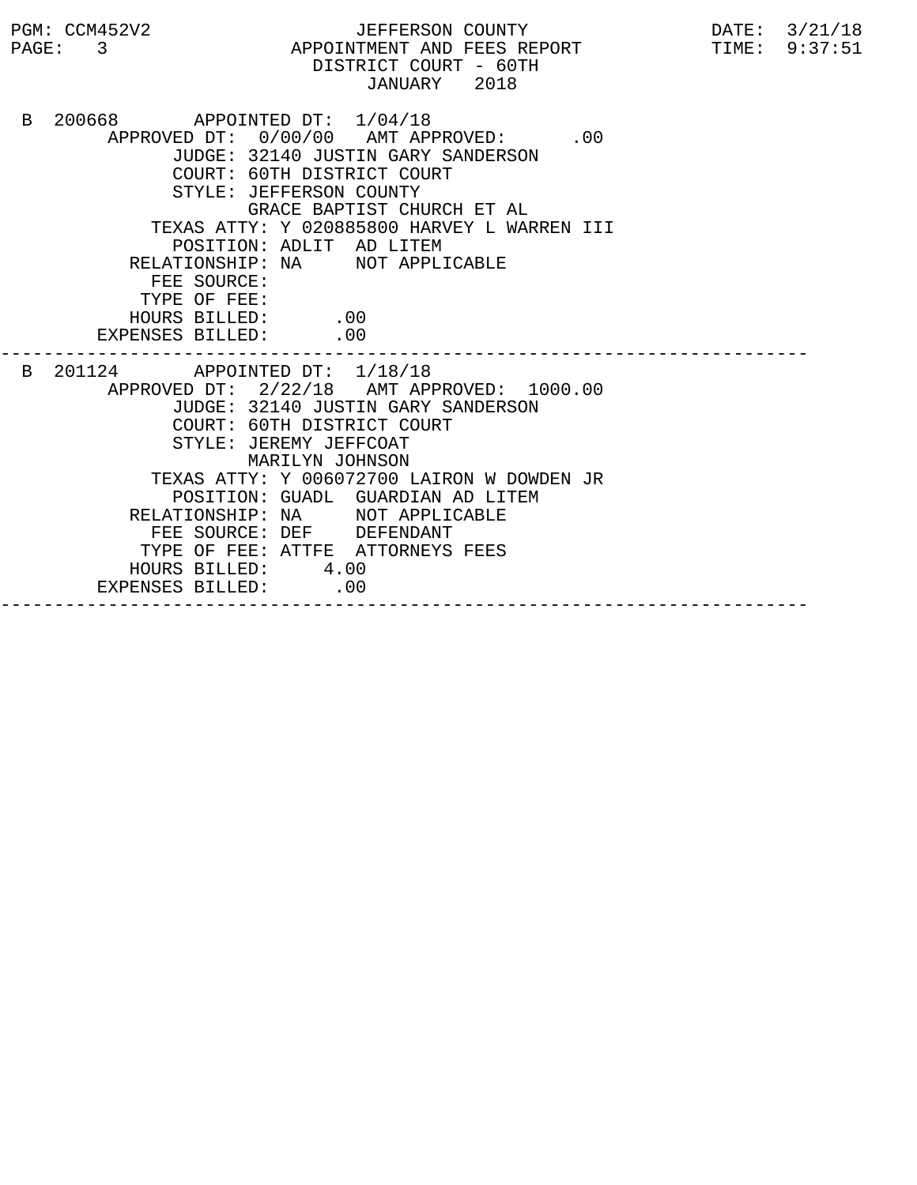```
 B 200668       APPOINTED DT:  1/04/18
         APPROVED DT:  0/00/00   AMT APPROVED:       .00
               JUDGE: 32140 JUSTIN GARY SANDERSON
               COURT: 60TH DISTRICT COURT
               STYLE: JEFFERSON COUNTY
                      GRACE BAPTIST CHURCH ET AL
             TEXAS ATTY: Y 020885800 HARVEY L WARREN III
               POSITION: ADLIT  AD LITEM
           RELATIONSHIP: NA     NOT APPLICABLE
             FEE SOURCE:
            TYPE OF FEE:
           HOURS BILLED:       .00
        EXPENSES BILLED:       .00
---------------------------------------------------------------------------
 B 201124       APPOINTED DT:  1/18/18
         APPROVED DT:  2/22/18   AMT APPROVED:  1000.00
               JUDGE: 32140 JUSTIN GARY SANDERSON
               COURT: 60TH DISTRICT COURT
               STYLE: JEREMY JEFFCOAT
                      MARILYN JOHNSON
             TEXAS ATTY: Y 006072700 LAIRON W DOWDEN JR
               POSITION: GUADL  GUARDIAN AD LITEM
           RELATIONSHIP: NA     NOT APPLICABLE
             FEE SOURCE: DEF    DEFENDANT
            TYPE OF FEE: ATTFE  ATTORNEYS FEES
           HOURS BILLED:      4.00
        EXPENSES BILLED:       .00
---------------------------------------------------------------------------
```